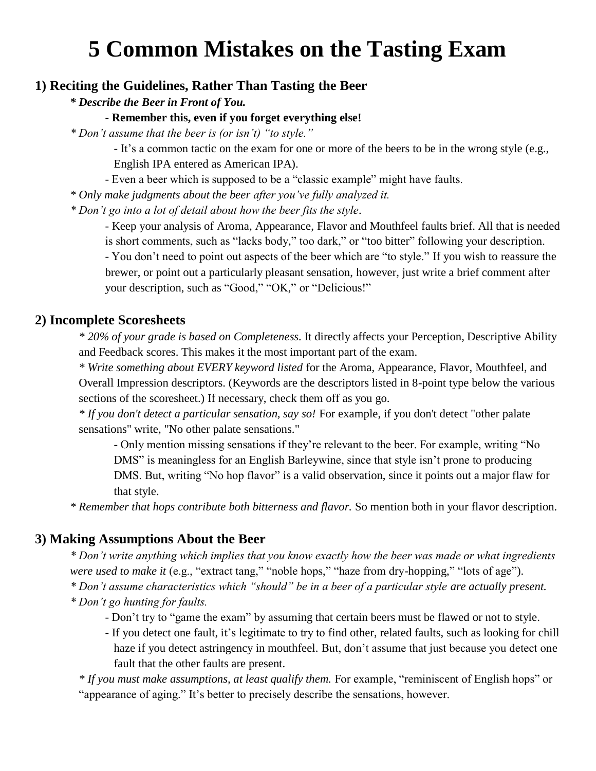# 5 Common Mistakes on the Tasting Exam

## 1) Reciting the Guidelines, Rather Than Tasting the Beer

**\* *Describe the Beer in Front of You.***

- **Remember this, even if you forget everything else!**

\* *Don't assume that the beer is (or isn't) "to style."*

- It's a common tactic on the exam for one or more of the beers to be in the wrong style (e.g., English IPA entered as American IPA).
- Even a beer which is supposed to be a "classic example" might have faults.

\* *Only make judgments about the beer after you've fully analyzed it.*

\* *Don't go into a lot of detail about how the beer fits the style*.

- Keep your analysis of Aroma, Appearance, Flavor and Mouthfeel faults brief. All that is needed is short comments, such as "lacks body," too dark," or "too bitter" following your description.
- You don't need to point out aspects of the beer which are "to style." If you wish to reassure the brewer, or point out a particularly pleasant sensation, however, just write a brief comment after your description, such as "Good," "OK," or "Delicious!"

## 2) Incomplete Scoresheets

\* *20% of your grade is based on Completeness*. It directly affects your Perception, Descriptive Ability and Feedback scores. This makes it the most important part of the exam.

\* *Write something about EVERY keyword listed* for the Aroma, Appearance, Flavor, Mouthfeel, and Overall Impression descriptors. (Keywords are the descriptors listed in 8-point type below the various sections of the scoresheet.) If necessary, check them off as you go.

\* *If you don't detect a particular sensation, say so!* For example, if you don't detect "other palate sensations" write, "No other palate sensations."

- Only mention missing sensations if they're relevant to the beer. For example, writing "No DMS" is meaningless for an English Barleywine, since that style isn't prone to producing DMS. But, writing "No hop flavor" is a valid observation, since it points out a major flaw for that style.

\* *Remember that hops contribute both bitterness and flavor.* So mention both in your flavor description.

## 3) Making Assumptions About the Beer

\* *Don't write anything which implies that you know exactly how the beer was made or what ingredients were used to make it* (e.g., "extract tang," "noble hops," "haze from dry-hopping," "lots of age").

\* *Don't assume characteristics which "should" be in a beer of a particular style are actually present.*

\* *Don't go hunting for faults.*

- Don't try to "game the exam" by assuming that certain beers must be flawed or not to style.
- If you detect one fault, it's legitimate to try to find other, related faults, such as looking for chill haze if you detect astringency in mouthfeel. But, don't assume that just because you detect one fault that the other faults are present.

\* *If you must make assumptions, at least qualify them.* For example, "reminiscent of English hops" or "appearance of aging." It's better to precisely describe the sensations, however.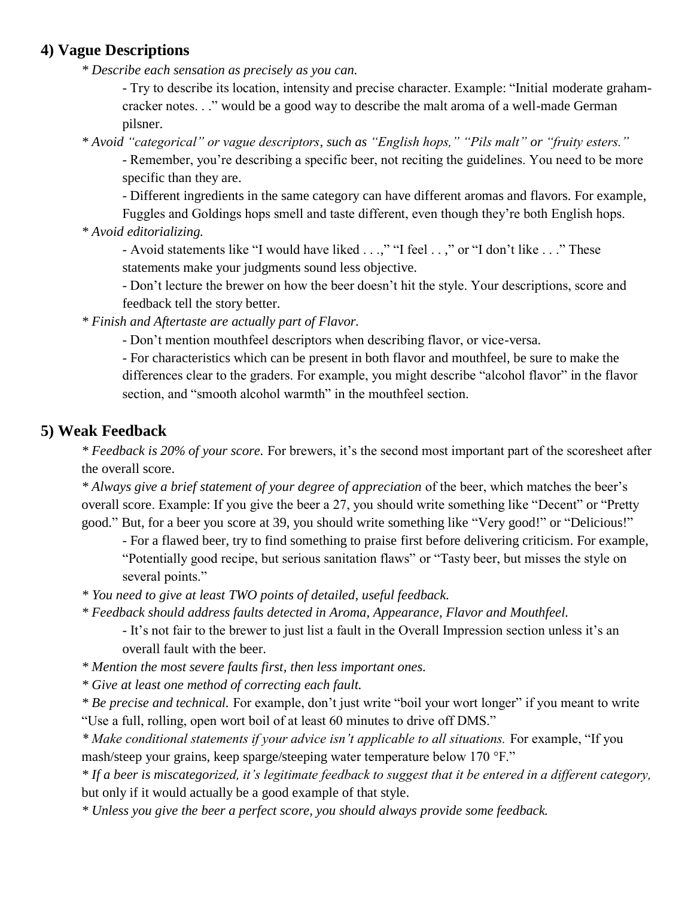## 4) Vague Descriptions

* *Describe each sensation as precisely as you can.*
    - Try to describe its location, intensity and precise character. Example: "Initial moderate graham-cracker notes. . ." would be a good way to describe the malt aroma of a well-made German pilsner.
* *Avoid "categorical" or vague descriptors, such as "English hops," "Pils malt" or "fruity esters."*
    - Remember, you're describing a specific beer, not reciting the guidelines. You need to be more specific than they are.
    - Different ingredients in the same category can have different aromas and flavors. For example, Fuggles and Goldings hops smell and taste different, even though they're both English hops.
* *Avoid editorializing.*
    - Avoid statements like "I would have liked . . .," "I feel . . ," or "I don't like . . ." These statements make your judgments sound less objective.
    - Don't lecture the brewer on how the beer doesn't hit the style. Your descriptions, score and feedback tell the story better.
* *Finish and Aftertaste are actually part of Flavor.*
    - Don't mention mouthfeel descriptors when describing flavor, or vice-versa.
    - For characteristics which can be present in both flavor and mouthfeel, be sure to make the differences clear to the graders. For example, you might describe "alcohol flavor" in the flavor section, and "smooth alcohol warmth" in the mouthfeel section.

## 5) Weak Feedback

* *Feedback is 20% of your score.* For brewers, it's the second most important part of the scoresheet after the overall score.
* *Always give a brief statement of your degree of appreciation* of the beer, which matches the beer's overall score. Example: If you give the beer a 27, you should write something like "Decent" or "Pretty good." But, for a beer you score at 39, you should write something like "Very good!" or "Delicious!"
    - For a flawed beer, try to find something to praise first before delivering criticism. For example, "Potentially good recipe, but serious sanitation flaws" or "Tasty beer, but misses the style on several points."
* *You need to give at least TWO points of detailed, useful feedback.*
* *Feedback should address faults detected in Aroma, Appearance, Flavor and Mouthfeel.*
    - It's not fair to the brewer to just list a fault in the Overall Impression section unless it's an overall fault with the beer.
* *Mention the most severe faults first, then less important ones.*
* *Give at least one method of correcting each fault.*
* *Be precise and technical.* For example, don't just write "boil your wort longer" if you meant to write "Use a full, rolling, open wort boil of at least 60 minutes to drive off DMS."
* *Make conditional statements if your advice isn't applicable to all situations.* For example, "If you mash/steep your grains, keep sparge/steeping water temperature below 170 °F."
* *If a beer is miscategorized, it's legitimate feedback to suggest that it be entered in a different category,* but only if it would actually be a good example of that style.
* *Unless you give the beer a perfect score, you should always provide some feedback.*